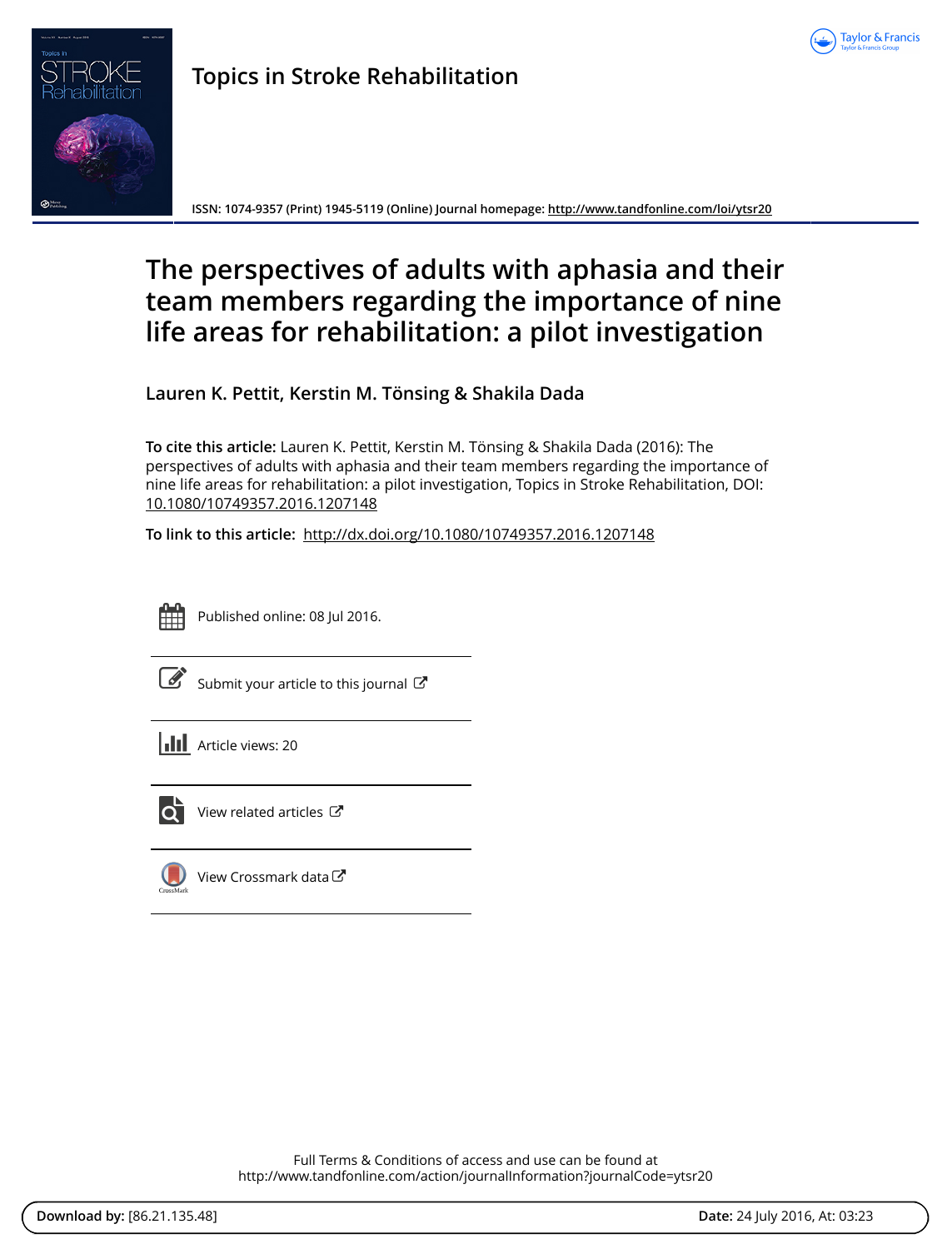# Topics in Stroke Rehabilitation

ISSN: 1074-9357 (Print) 1945-5119 (Online) Journal homepage: http://www.tandfonline.com/loi/ytsr20

# The perspectives of adults with aphasia and their team members regarding the importance of nine life areas for rehabilitation: a pilot investigation

**Lauren K. Pettit, Kerstin M. Tönsing & Shakila Dada**

**To cite this article:** Lauren K. Pettit, Kerstin M. Tönsing & Shakila Dada (2016): The perspectives of adults with aphasia and their team members regarding the importance of nine life areas for rehabilitation: a pilot investigation, Topics in Stroke Rehabilitation, DOI: 10.1080/10749357.2016.1207148

**To link to this article:** http://dx.doi.org/10.1080/10749357.2016.1207148

Published online: 08 Jul 2016.

Submit your article to this journal

Article views: 20

View related articles

View Crossmark data

Full Terms & Conditions of access and use can be found at
http://www.tandfonline.com/action/journalInformation?journalCode=ytsr20

**Download by:** [86.21.135.48] **Date:** 24 July 2016, At: 03:23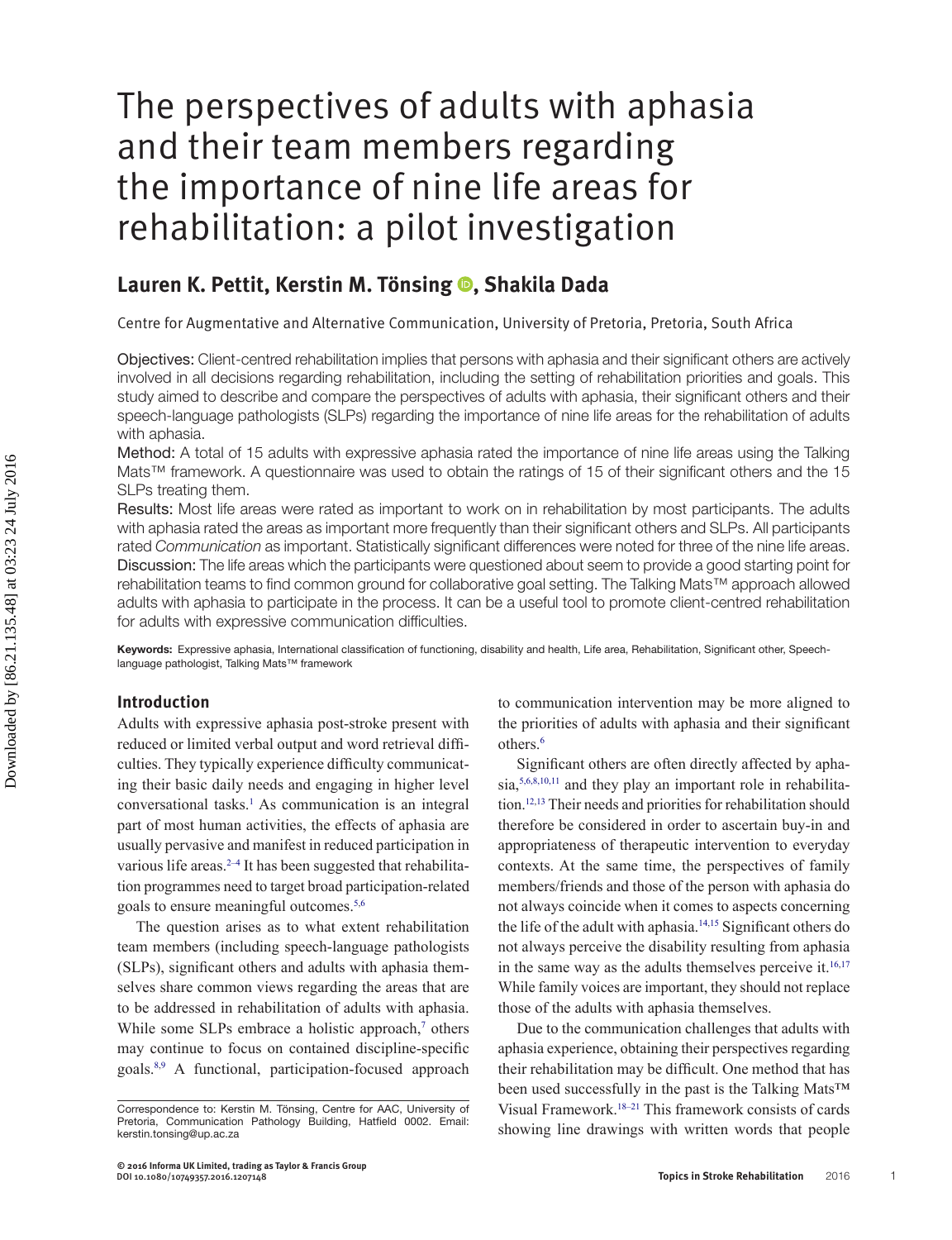# The perspectives of adults with aphasia and their team members regarding the importance of nine life areas for rehabilitation: a pilot investigation

**Lauren K. Pettit, Kerstin M. Tönsing, Shakila Dada**

Centre for Augmentative and Alternative Communication, University of Pretoria, Pretoria, South Africa

Objectives: Client-centred rehabilitation implies that persons with aphasia and their significant others are actively involved in all decisions regarding rehabilitation, including the setting of rehabilitation priorities and goals. This study aimed to describe and compare the perspectives of adults with aphasia, their significant others and their speech-language pathologists (SLPs) regarding the importance of nine life areas for the rehabilitation of adults with aphasia.

Method: A total of 15 adults with expressive aphasia rated the importance of nine life areas using the Talking Mats™ framework. A questionnaire was used to obtain the ratings of 15 of their significant others and the 15 SLPs treating them.

Results: Most life areas were rated as important to work on in rehabilitation by most participants. The adults with aphasia rated the areas as important more frequently than their significant others and SLPs. All participants rated *Communication* as important. Statistically significant differences were noted for three of the nine life areas.

Discussion: The life areas which the participants were questioned about seem to provide a good starting point for rehabilitation teams to find common ground for collaborative goal setting. The Talking Mats™ approach allowed adults with aphasia to participate in the process. It can be a useful tool to promote client-centred rehabilitation for adults with expressive communication difficulties.

**Keywords:** Expressive aphasia, International classification of functioning, disability and health, Life area, Rehabilitation, Significant other, Speech-language pathologist, Talking Mats™ framework

## Introduction

Adults with expressive aphasia post-stroke present with reduced or limited verbal output and word retrieval difficulties. They typically experience difficulty communicating their basic daily needs and engaging in higher level conversational tasks.[1] As communication is an integral part of most human activities, the effects of aphasia are usually pervasive and manifest in reduced participation in various life areas.[2–4] It has been suggested that rehabilitation programmes need to target broad participation-related goals to ensure meaningful outcomes.[5,6]

The question arises as to what extent rehabilitation team members (including speech-language pathologists (SLPs), significant others and adults with aphasia themselves share common views regarding the areas that are to be addressed in rehabilitation of adults with aphasia. While some SLPs embrace a holistic approach,[7] others may continue to focus on contained discipline-specific goals.[8,9] A functional, participation-focused approach to communication intervention may be more aligned to the priorities of adults with aphasia and their significant others.[6]

Significant others are often directly affected by aphasia,[5,6,8,10,11] and they play an important role in rehabilitation.[12,13] Their needs and priorities for rehabilitation should therefore be considered in order to ascertain buy-in and appropriateness of therapeutic intervention to everyday contexts. At the same time, the perspectives of family members/friends and those of the person with aphasia do not always coincide when it comes to aspects concerning the life of the adult with aphasia.[14,15] Significant others do not always perceive the disability resulting from aphasia in the same way as the adults themselves perceive it.[16,17] While family voices are important, they should not replace those of the adults with aphasia themselves.

Due to the communication challenges that adults with aphasia experience, obtaining their perspectives regarding their rehabilitation may be difficult. One method that has been used successfully in the past is the Talking Mats™ Visual Framework.[18–21] This framework consists of cards showing line drawings with written words that people

Correspondence to: Kerstin M. Tönsing, Centre for AAC, University of Pretoria, Communication Pathology Building, Hatfield 0002. Email: kerstin.tonsing@up.ac.za

© 2016 Informa UK Limited, trading as Taylor & Francis Group
DOI 10.1080/10749357.2016.1207148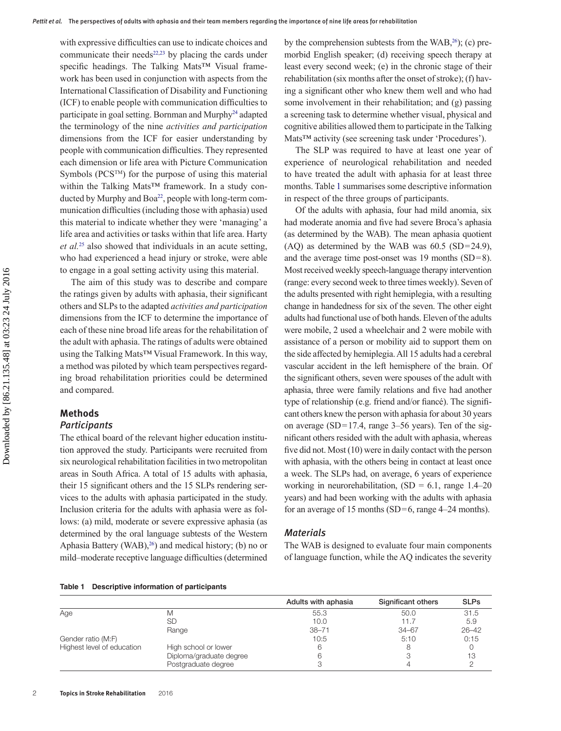with expressive difficulties can use to indicate choices and communicate their needs[22,23] by placing the cards under specific headings. The Talking Mats™ Visual framework has been used in conjunction with aspects from the International Classification of Disability and Functioning (ICF) to enable people with communication difficulties to participate in goal setting. Bornman and Murphy[24] adapted the terminology of the nine *activities and participation* dimensions from the ICF for easier understanding by people with communication difficulties. They represented each dimension or life area with Picture Communication Symbols (PCS™) for the purpose of using this material within the Talking Mats™ framework. In a study conducted by Murphy and Boa[22], people with long-term communication difficulties (including those with aphasia) used this material to indicate whether they were 'managing' a life area and activities or tasks within that life area. Harty *et al.*[25] also showed that individuals in an acute setting, who had experienced a head injury or stroke, were able to engage in a goal setting activity using this material.

The aim of this study was to describe and compare the ratings given by adults with aphasia, their significant others and SLPs to the adapted *activities and participation* dimensions from the ICF to determine the importance of each of these nine broad life areas for the rehabilitation of the adult with aphasia. The ratings of adults were obtained using the Talking Mats™ Visual Framework. In this way, a method was piloted by which team perspectives regarding broad rehabilitation priorities could be determined and compared.

## Methods

### Participants

The ethical board of the relevant higher education institution approved the study. Participants were recruited from six neurological rehabilitation facilities in two metropolitan areas in South Africa. A total of 15 adults with aphasia, their 15 significant others and the 15 SLPs rendering services to the adults with aphasia participated in the study. Inclusion criteria for the adults with aphasia were as follows: (a) mild, moderate or severe expressive aphasia (as determined by the oral language subtests of the Western Aphasia Battery (WAB),[26]) and medical history; (b) no or mild–moderate receptive language difficulties (determined by the comprehension subtests from the WAB,[26]); (c) premorbid English speaker; (d) receiving speech therapy at least every second week; (e) in the chronic stage of their rehabilitation (six months after the onset of stroke); (f) having a significant other who knew them well and who had some involvement in their rehabilitation; and (g) passing a screening task to determine whether visual, physical and cognitive abilities allowed them to participate in the Talking Mats™ activity (see screening task under 'Procedures').

The SLP was required to have at least one year of experience of neurological rehabilitation and needed to have treated the adult with aphasia for at least three months. Table 1 summarises some descriptive information in respect of the three groups of participants.

Of the adults with aphasia, four had mild anomia, six had moderate anomia and five had severe Broca's aphasia (as determined by the WAB). The mean aphasia quotient (AQ) as determined by the WAB was 60.5 (SD=24.9), and the average time post-onset was 19 months (SD=8). Most received weekly speech-language therapy intervention (range: every second week to three times weekly). Seven of the adults presented with right hemiplegia, with a resulting change in handedness for six of the seven. The other eight adults had functional use of both hands. Eleven of the adults were mobile, 2 used a wheelchair and 2 were mobile with assistance of a person or mobility aid to support them on the side affected by hemiplegia. All 15 adults had a cerebral vascular accident in the left hemisphere of the brain. Of the significant others, seven were spouses of the adult with aphasia, three were family relations and five had another type of relationship (e.g. friend and/or fiancé). The significant others knew the person with aphasia for about 30 years on average (SD=17.4, range 3–56 years). Ten of the significant others resided with the adult with aphasia, whereas five did not. Most (10) were in daily contact with the person with aphasia, with the others being in contact at least once a week. The SLPs had, on average, 6 years of experience working in neurorehabilitation, (SD = 6.1, range 1.4–20 years) and had been working with the adults with aphasia for an average of 15 months (SD=6, range 4–24 months).

### Materials

The WAB is designed to evaluate four main components of language function, while the AQ indicates the severity

**Table 1 Descriptive information of participants**

| | | Adults with aphasia | Significant others | SLPs |
|---|---|---|---|---|
| Age | M | 55.3 | 50.0 | 31.5 |
| | SD | 10.0 | 11.7 | 5.9 |
| | Range | 38–71 | 34–67 | 26–42 |
| Gender ratio (M:F) | | 10:5 | 5:10 | 0:15 |
| Highest level of education | High school or lower | 6 | 8 | 0 |
| | Diploma/graduate degree | 6 | 3 | 13 |
| | Postgraduate degree | 3 | 4 | 2 |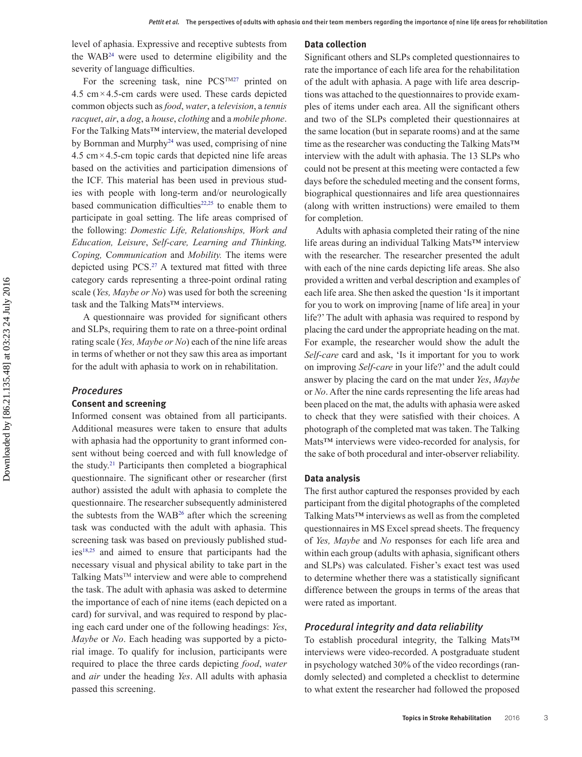level of aphasia. Expressive and receptive subtests from the WAB[24] were used to determine eligibility and the severity of language difficulties.

For the screening task, nine PCS™[27] printed on 4.5 cm × 4.5-cm cards were used. These cards depicted common objects such as *food*, *water*, a *television*, a *tennis racquet*, *air*, a *dog*, a *house*, *clothing* and a *mobile phone*. For the Talking Mats™ interview, the material developed by Bornman and Murphy[24] was used, comprising of nine 4.5 cm × 4.5-cm topic cards that depicted nine life areas based on the activities and participation dimensions of the ICF. This material has been used in previous studies with people with long-term and/or neurologically based communication difficulties[22,25] to enable them to participate in goal setting. The life areas comprised of the following: *Domestic Life, Relationships, Work and Education, Leisure*, *Self-care, Learning and Thinking, Coping,* C*ommunication* and *Mobility.* The items were depicted using PCS.[27] A textured mat fitted with three category cards representing a three-point ordinal rating scale (*Yes, Maybe or No*) was used for both the screening task and the Talking Mats™ interviews.

A questionnaire was provided for significant others and SLPs, requiring them to rate on a three-point ordinal rating scale (*Yes, Maybe or No*) each of the nine life areas in terms of whether or not they saw this area as important for the adult with aphasia to work on in rehabilitation.

## *Procedures*

### Consent and screening

Informed consent was obtained from all participants. Additional measures were taken to ensure that adults with aphasia had the opportunity to grant informed consent without being coerced and with full knowledge of the study.[21] Participants then completed a biographical questionnaire. The significant other or researcher (first author) assisted the adult with aphasia to complete the questionnaire. The researcher subsequently administered the subtests from the WAB[26] after which the screening task was conducted with the adult with aphasia. This screening task was based on previously published studies[18,25] and aimed to ensure that participants had the necessary visual and physical ability to take part in the Talking Mats™ interview and were able to comprehend the task. The adult with aphasia was asked to determine the importance of each of nine items (each depicted on a card) for survival, and was required to respond by placing each card under one of the following headings: *Yes*, *Maybe* or *No*. Each heading was supported by a pictorial image. To qualify for inclusion, participants were required to place the three cards depicting *food*, *water* and *air* under the heading *Yes*. All adults with aphasia passed this screening.

### Data collection

Significant others and SLPs completed questionnaires to rate the importance of each life area for the rehabilitation of the adult with aphasia. A page with life area descriptions was attached to the questionnaires to provide examples of items under each area. All the significant others and two of the SLPs completed their questionnaires at the same location (but in separate rooms) and at the same time as the researcher was conducting the Talking Mats™ interview with the adult with aphasia. The 13 SLPs who could not be present at this meeting were contacted a few days before the scheduled meeting and the consent forms, biographical questionnaires and life area questionnaires (along with written instructions) were emailed to them for completion.

Adults with aphasia completed their rating of the nine life areas during an individual Talking Mats™ interview with the researcher. The researcher presented the adult with each of the nine cards depicting life areas. She also provided a written and verbal description and examples of each life area. She then asked the question 'Is it important for you to work on improving [name of life area] in your life?' The adult with aphasia was required to respond by placing the card under the appropriate heading on the mat. For example, the researcher would show the adult the *Self-care* card and ask, 'Is it important for you to work on improving *Self-care* in your life?' and the adult could answer by placing the card on the mat under *Yes*, *Maybe* or *No*. After the nine cards representing the life areas had been placed on the mat, the adults with aphasia were asked to check that they were satisfied with their choices. A photograph of the completed mat was taken. The Talking Mats™ interviews were video-recorded for analysis, for the sake of both procedural and inter-observer reliability.

### Data analysis

The first author captured the responses provided by each participant from the digital photographs of the completed Talking Mats™ interviews as well as from the completed questionnaires in MS Excel spread sheets. The frequency of *Yes, Maybe* and *No* responses for each life area and within each group (adults with aphasia, significant others and SLPs) was calculated. Fisher's exact test was used to determine whether there was a statistically significant difference between the groups in terms of the areas that were rated as important.

## *Procedural integrity and data reliability*

To establish procedural integrity, the Talking Mats™ interviews were video-recorded. A postgraduate student in psychology watched 30% of the video recordings (randomly selected) and completed a checklist to determine to what extent the researcher had followed the proposed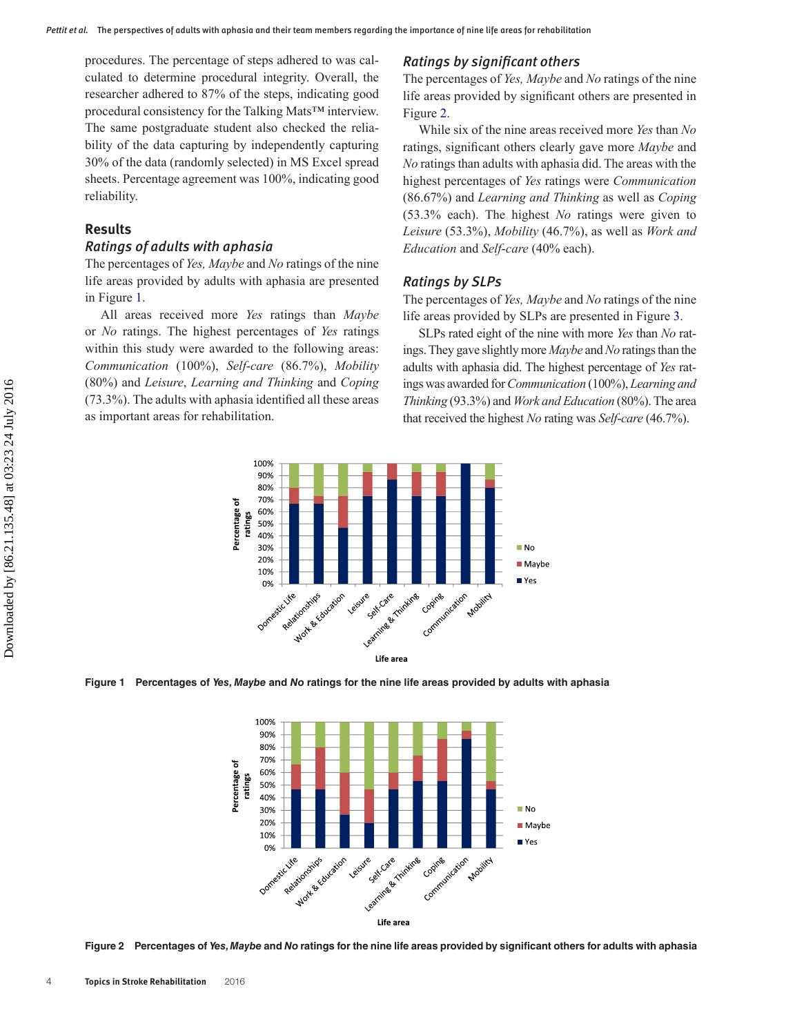procedures. The percentage of steps adhered to was calculated to determine procedural integrity. Overall, the researcher adhered to 87% of the steps, indicating good procedural consistency for the Talking Mats™ interview. The same postgraduate student also checked the reliability of the data capturing by independently capturing 30% of the data (randomly selected) in MS Excel spread sheets. Percentage agreement was 100%, indicating good reliability.

## Results

### Ratings of adults with aphasia

The percentages of *Yes, Maybe* and *No* ratings of the nine life areas provided by adults with aphasia are presented in Figure 1.

All areas received more *Yes* ratings than *Maybe* or *No* ratings. The highest percentages of *Yes* ratings within this study were awarded to the following areas: *Communication* (100%), *Self-care* (86.7%), *Mobility* (80%) and *Leisure*, *Learning and Thinking* and *Coping* (73.3%). The adults with aphasia identified all these areas as important areas for rehabilitation.

### Ratings by significant others

The percentages of *Yes, Maybe* and *No* ratings of the nine life areas provided by significant others are presented in Figure 2.

While six of the nine areas received more *Yes* than *No* ratings, significant others clearly gave more *Maybe* and *No* ratings than adults with aphasia did. The areas with the highest percentages of *Yes* ratings were *Communication* (86.67%) and *Learning and Thinking* as well as *Coping* (53.3% each). The highest *No* ratings were given to *Leisure* (53.3%), *Mobility* (46.7%), as well as *Work and Education* and *Self-care* (40% each).

### Ratings by SLPs

The percentages of *Yes, Maybe* and *No* ratings of the nine life areas provided by SLPs are presented in Figure 3.

SLPs rated eight of the nine with more *Yes* than *No* ratings. They gave slightly more *Maybe* and *No* ratings than the adults with aphasia did. The highest percentage of *Yes* ratings was awarded for *Communication* (100%), *Learning and Thinking* (93.3%) and *Work and Education* (80%). The area that received the highest *No* rating was *Self-care* (46.7%).

**Figure 1** Percentages of ***Yes***, ***Maybe*** and ***No*** ratings for the nine life areas provided by adults with aphasia

**Figure 2** Percentages of ***Yes***, ***Maybe*** and ***No*** ratings for the nine life areas provided by significant others for adults with aphasia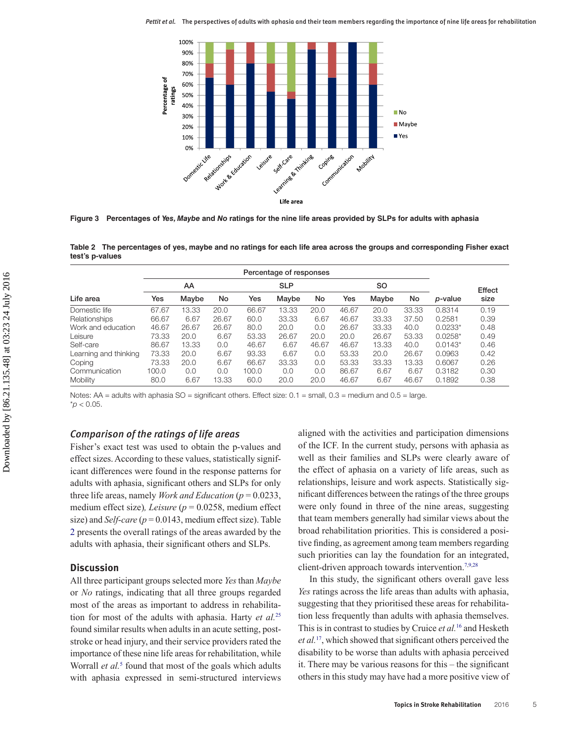Figure 3 Percentages of *Yes*, *Maybe* and *No* ratings for the nine life areas provided by SLPs for adults with aphasia

**Table 2 The percentages of yes, maybe and no ratings for each life area across the groups and corresponding Fisher exact test's p-values**

| Life area | AA | | | SLP | | | SO | | | *p*-value | Effect size |
|---|---|---|---|---|---|---|---|---|---|---|---|
| | Yes | Maybe | No | Yes | Maybe | No | Yes | Maybe | No | | |
| Domestic life | 67.67 | 13.33 | 20.0 | 66.67 | 13.33 | 20.0 | 46.67 | 20.0 | 33.33 | 0.8314 | 0.19 |
| Relationships | 66.67 | 6.67 | 26.67 | 60.0 | 33.33 | 6.67 | 46.67 | 33.33 | 37.50 | 0.2581 | 0.39 |
| Work and education | 46.67 | 26.67 | 26.67 | 80.0 | 20.0 | 0.0 | 26.67 | 33.33 | 40.0 | 0.0233* | 0.48 |
| Leisure | 73.33 | 20.0 | 6.67 | 53.33 | 26.67 | 20.0 | 20.0 | 26.67 | 53.33 | 0.0258* | 0.49 |
| Self-care | 86.67 | 13.33 | 0.0 | 46.67 | 6.67 | 46.67 | 46.67 | 13.33 | 40.0 | 0.0143* | 0.46 |
| Learning and thinking | 73.33 | 20.0 | 6.67 | 93.33 | 6.67 | 0.0 | 53.33 | 20.0 | 26.67 | 0.0963 | 0.42 |
| Coping | 73.33 | 20.0 | 6.67 | 66.67 | 33.33 | 0.0 | 53.33 | 33.33 | 13.33 | 0.6067 | 0.26 |
| Communication | 100.0 | 0.0 | 0.0 | 100.0 | 0.0 | 0.0 | 86.67 | 6.67 | 6.67 | 0.3182 | 0.30 |
| Mobility | 80.0 | 6.67 | 13.33 | 60.0 | 20.0 | 20.0 | 46.67 | 6.67 | 46.67 | 0.1892 | 0.38 |

Notes: AA = adults with aphasia SO = significant others. Effect size: 0.1 = small, 0.3 = medium and 0.5 = large.
*$p < 0.05$.

### Comparison of the ratings of life areas

Fisher's exact test was used to obtain the p-values and effect sizes. According to these values, statistically significant differences were found in the response patterns for adults with aphasia, significant others and SLPs for only three life areas, namely *Work and Education* ($p = 0.0233$, medium effect size)*, Leisure* ($p = 0.0258$, medium effect size) and *Self-care* ($p = 0.0143$, medium effect size). Table 2 presents the overall ratings of the areas awarded by the adults with aphasia, their significant others and SLPs.

## Discussion

All three participant groups selected more *Yes* than *Maybe* or *No* ratings, indicating that all three groups regarded most of the areas as important to address in rehabilitation for most of the adults with aphasia. Harty *et al.*[25] found similar results when adults in an acute setting, post-stroke or head injury, and their service providers rated the importance of these nine life areas for rehabilitation, while Worrall *et al.*[5] found that most of the goals which adults with aphasia expressed in semi-structured interviews aligned with the activities and participation dimensions of the ICF. In the current study, persons with aphasia as well as their families and SLPs were clearly aware of the effect of aphasia on a variety of life areas, such as relationships, leisure and work aspects. Statistically significant differences between the ratings of the three groups were only found in three of the nine areas, suggesting that team members generally had similar views about the broad rehabilitation priorities. This is considered a positive finding, as agreement among team members regarding such priorities can lay the foundation for an integrated, client-driven approach towards intervention.[7,9,28]

In this study, the significant others overall gave less *Yes* ratings across the life areas than adults with aphasia, suggesting that they prioritised these areas for rehabilitation less frequently than adults with aphasia themselves. This is in contrast to studies by Cruice *et al.*[16] and Hesketh *et al.*[17], which showed that significant others perceived the disability to be worse than adults with aphasia perceived it. There may be various reasons for this – the significant others in this study may have had a more positive view of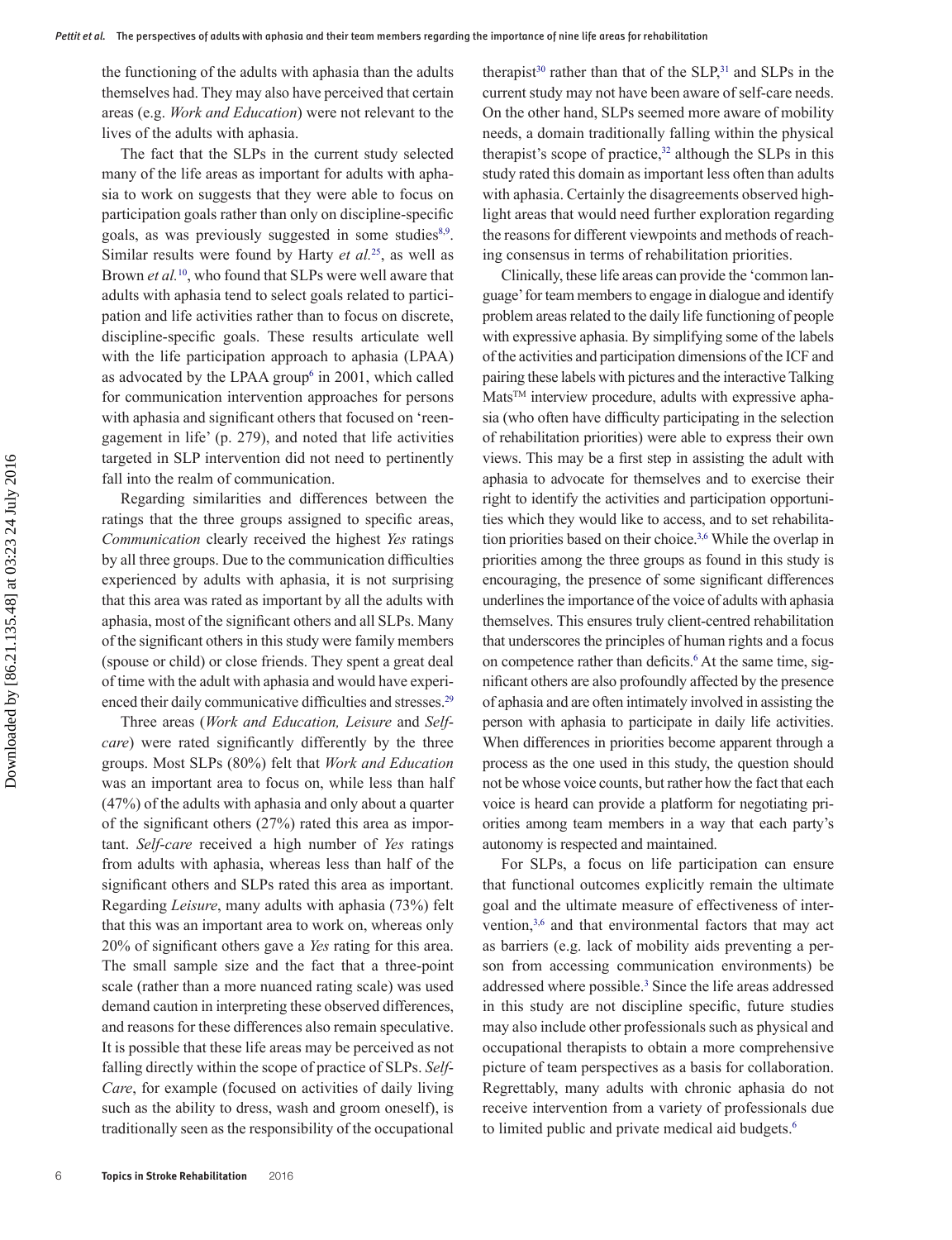the functioning of the adults with aphasia than the adults themselves had. They may also have perceived that certain areas (e.g. *Work and Education*) were not relevant to the lives of the adults with aphasia.

The fact that the SLPs in the current study selected many of the life areas as important for adults with aphasia to work on suggests that they were able to focus on participation goals rather than only on discipline-specific goals, as was previously suggested in some studies[8,9]. Similar results were found by Harty *et al.*[25], as well as Brown *et al.*[10], who found that SLPs were well aware that adults with aphasia tend to select goals related to participation and life activities rather than to focus on discrete, discipline-specific goals. These results articulate well with the life participation approach to aphasia (LPAA) as advocated by the LPAA group[6] in 2001, which called for communication intervention approaches for persons with aphasia and significant others that focused on 're-engagement in life' (p. 279), and noted that life activities targeted in SLP intervention did not need to pertinently fall into the realm of communication.

Regarding similarities and differences between the ratings that the three groups assigned to specific areas, *Communication* clearly received the highest *Yes* ratings by all three groups. Due to the communication difficulties experienced by adults with aphasia, it is not surprising that this area was rated as important by all the adults with aphasia, most of the significant others and all SLPs. Many of the significant others in this study were family members (spouse or child) or close friends. They spent a great deal of time with the adult with aphasia and would have experienced their daily communicative difficulties and stresses.[29]

Three areas (*Work and Education, Leisure* and *Self-care*) were rated significantly differently by the three groups. Most SLPs (80%) felt that *Work and Education* was an important area to focus on, while less than half (47%) of the adults with aphasia and only about a quarter of the significant others (27%) rated this area as important. *Self-care* received a high number of *Yes* ratings from adults with aphasia, whereas less than half of the significant others and SLPs rated this area as important. Regarding *Leisure*, many adults with aphasia (73%) felt that this was an important area to work on, whereas only 20% of significant others gave a *Yes* rating for this area. The small sample size and the fact that a three-point scale (rather than a more nuanced rating scale) was used demand caution in interpreting these observed differences, and reasons for these differences also remain speculative. It is possible that these life areas may be perceived as not falling directly within the scope of practice of SLPs. *Self-Care*, for example (focused on activities of daily living such as the ability to dress, wash and groom oneself), is traditionally seen as the responsibility of the occupational therapist[30] rather than that of the SLP,[31] and SLPs in the current study may not have been aware of self-care needs. On the other hand, SLPs seemed more aware of mobility needs, a domain traditionally falling within the physical therapist's scope of practice,[32] although the SLPs in this study rated this domain as important less often than adults with aphasia. Certainly the disagreements observed highlight areas that would need further exploration regarding the reasons for different viewpoints and methods of reaching consensus in terms of rehabilitation priorities.

Clinically, these life areas can provide the 'common language' for team members to engage in dialogue and identify problem areas related to the daily life functioning of people with expressive aphasia. By simplifying some of the labels of the activities and participation dimensions of the ICF and pairing these labels with pictures and the interactive Talking Mats™ interview procedure, adults with expressive aphasia (who often have difficulty participating in the selection of rehabilitation priorities) were able to express their own views. This may be a first step in assisting the adult with aphasia to advocate for themselves and to exercise their right to identify the activities and participation opportunities which they would like to access, and to set rehabilitation priorities based on their choice.[3,6] While the overlap in priorities among the three groups as found in this study is encouraging, the presence of some significant differences underlines the importance of the voice of adults with aphasia themselves. This ensures truly client-centred rehabilitation that underscores the principles of human rights and a focus on competence rather than deficits.[6] At the same time, significant others are also profoundly affected by the presence of aphasia and are often intimately involved in assisting the person with aphasia to participate in daily life activities. When differences in priorities become apparent through a process as the one used in this study, the question should not be whose voice counts, but rather how the fact that each voice is heard can provide a platform for negotiating priorities among team members in a way that each party's autonomy is respected and maintained.

For SLPs, a focus on life participation can ensure that functional outcomes explicitly remain the ultimate goal and the ultimate measure of effectiveness of intervention,[3,6] and that environmental factors that may act as barriers (e.g. lack of mobility aids preventing a person from accessing communication environments) be addressed where possible.[3] Since the life areas addressed in this study are not discipline specific, future studies may also include other professionals such as physical and occupational therapists to obtain a more comprehensive picture of team perspectives as a basis for collaboration. Regrettably, many adults with chronic aphasia do not receive intervention from a variety of professionals due to limited public and private medical aid budgets.[6]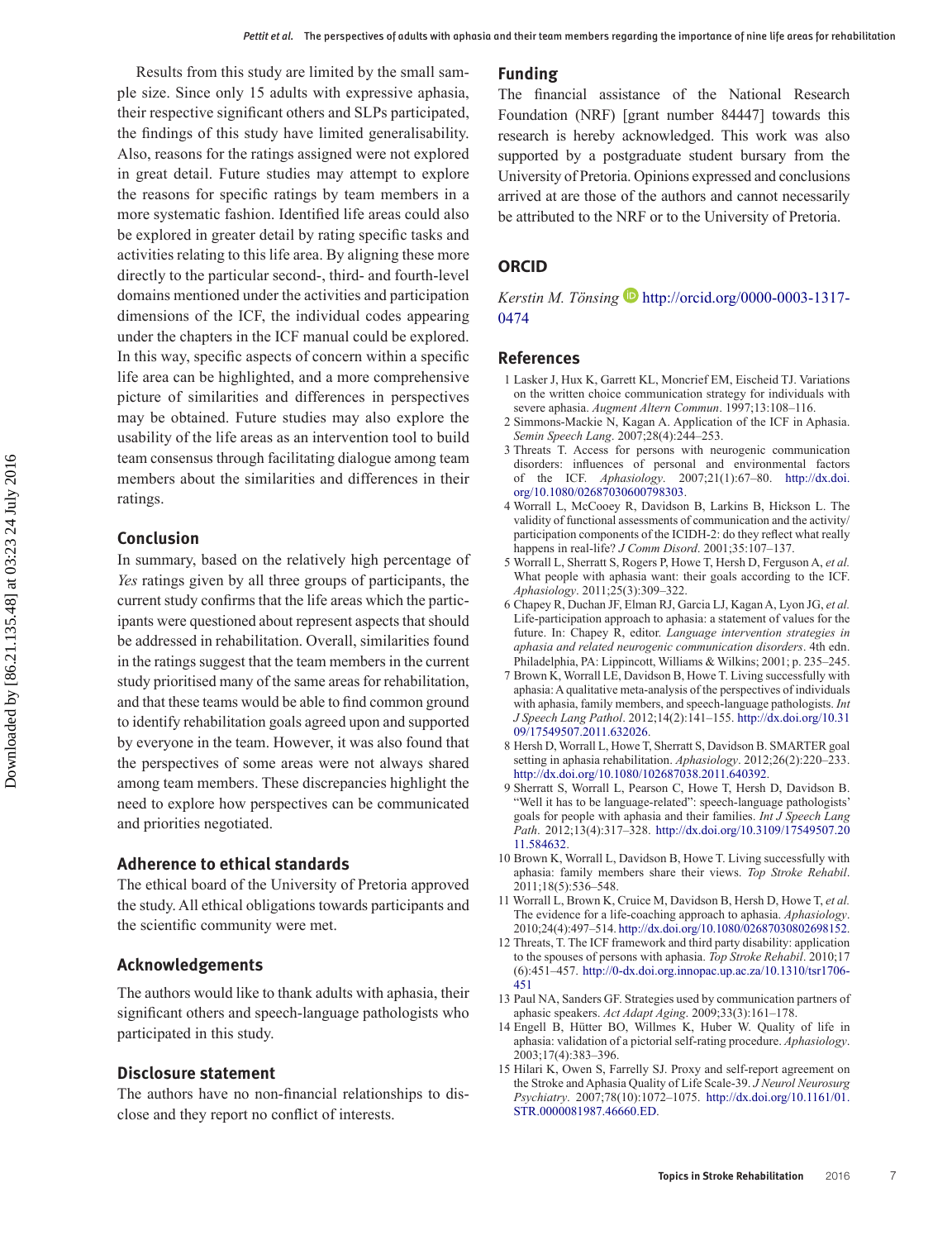Results from this study are limited by the small sample size. Since only 15 adults with expressive aphasia, their respective significant others and SLPs participated, the findings of this study have limited generalisability. Also, reasons for the ratings assigned were not explored in great detail. Future studies may attempt to explore the reasons for specific ratings by team members in a more systematic fashion. Identified life areas could also be explored in greater detail by rating specific tasks and activities relating to this life area. By aligning these more directly to the particular second-, third- and fourth-level domains mentioned under the activities and participation dimensions of the ICF, the individual codes appearing under the chapters in the ICF manual could be explored. In this way, specific aspects of concern within a specific life area can be highlighted, and a more comprehensive picture of similarities and differences in perspectives may be obtained. Future studies may also explore the usability of the life areas as an intervention tool to build team consensus through facilitating dialogue among team members about the similarities and differences in their ratings.

## Conclusion

In summary, based on the relatively high percentage of *Yes* ratings given by all three groups of participants, the current study confirms that the life areas which the participants were questioned about represent aspects that should be addressed in rehabilitation. Overall, similarities found in the ratings suggest that the team members in the current study prioritised many of the same areas for rehabilitation, and that these teams would be able to find common ground to identify rehabilitation goals agreed upon and supported by everyone in the team. However, it was also found that the perspectives of some areas were not always shared among team members. These discrepancies highlight the need to explore how perspectives can be communicated and priorities negotiated.

## Adherence to ethical standards

The ethical board of the University of Pretoria approved the study. All ethical obligations towards participants and the scientific community were met.

## Acknowledgements

The authors would like to thank adults with aphasia, their significant others and speech-language pathologists who participated in this study.

## Disclosure statement

The authors have no non-financial relationships to disclose and they report no conflict of interests.

## Funding

The financial assistance of the National Research Foundation (NRF) [grant number 84447] towards this research is hereby acknowledged. This work was also supported by a postgraduate student bursary from the University of Pretoria. Opinions expressed and conclusions arrived at are those of the authors and cannot necessarily be attributed to the NRF or to the University of Pretoria.

## ORCID

*Kerstin M. Tönsing* http://orcid.org/0000-0003-1317-0474

## References

1. Lasker J, Hux K, Garrett KL, Moncrief EM, Eischeid TJ. Variations on the written choice communication strategy for individuals with severe aphasia. *Augment Altern Commun*. 1997;13:108–116.
2. Simmons-Mackie N, Kagan A. Application of the ICF in Aphasia. *Semin Speech Lang*. 2007;28(4):244–253.
3. Threats T. Access for persons with neurogenic communication disorders: influences of personal and environmental factors of the ICF. *Aphasiology*. 2007;21(1):67–80. http://dx.doi.org/10.1080/02687030600798303.
4. Worrall L, McCooey R, Davidson B, Larkins B, Hickson L. The validity of functional assessments of communication and the activity/participation components of the ICIDH-2: do they reflect what really happens in real-life? *J Comm Disord*. 2001;35:107–137.
5. Worrall L, Sherratt S, Rogers P, Howe T, Hersh D, Ferguson A, *et al.* What people with aphasia want: their goals according to the ICF. *Aphasiology*. 2011;25(3):309–322.
6. Chapey R, Duchan JF, Elman RJ, Garcia LJ, Kagan A, Lyon JG, *et al.* Life-participation approach to aphasia: a statement of values for the future. In: Chapey R, editor. *Language intervention strategies in aphasia and related neurogenic communication disorders*. 4th edn. Philadelphia, PA: Lippincott, Williams & Wilkins; 2001; p. 235–245.
7. Brown K, Worrall LE, Davidson B, Howe T. Living successfully with aphasia: A qualitative meta-analysis of the perspectives of individuals with aphasia, family members, and speech-language pathologists. *Int J Speech Lang Pathol*. 2012;14(2):141–155. http://dx.doi.org/10.3109/17549507.2011.632026.
8. Hersh D, Worrall L, Howe T, Sherratt S, Davidson B. SMARTER goal setting in aphasia rehabilitation. *Aphasiology*. 2012;26(2):220–233. http://dx.doi.org/10.1080/102687038.2011.640392.
9. Sherratt S, Worrall L, Pearson C, Howe T, Hersh D, Davidson B. "Well it has to be language-related": speech-language pathologists' goals for people with aphasia and their families. *Int J Speech Lang Path*. 2012;13(4):317–328. http://dx.doi.org/10.3109/17549507.2011.584632.
10. Brown K, Worrall L, Davidson B, Howe T. Living successfully with aphasia: family members share their views. *Top Stroke Rehabil*. 2011;18(5):536–548.
11. Worrall L, Brown K, Cruice M, Davidson B, Hersh D, Howe T, *et al.* The evidence for a life-coaching approach to aphasia. *Aphasiology*. 2010;24(4):497–514. http://dx.doi.org/10.1080/02687030802698152.
12. Threats, T. The ICF framework and third party disability: application to the spouses of persons with aphasia. *Top Stroke Rehabil*. 2010;17(6):451–457. http://0-dx.doi.org.innopac.up.ac.za/10.1310/tsr1706-451
13. Paul NA, Sanders GF. Strategies used by communication partners of aphasic speakers. *Act Adapt Aging*. 2009;33(3):161–178.
14. Engell B, Hütter BO, Willmes K, Huber W. Quality of life in aphasia: validation of a pictorial self-rating procedure. *Aphasiology*. 2003;17(4):383–396.
15. Hilari K, Owen S, Farrelly SJ. Proxy and self-report agreement on the Stroke and Aphasia Quality of Life Scale-39. *J Neurol Neurosurg Psychiatry*. 2007;78(10):1072–1075. http://dx.doi.org/10.1161/01.STR.0000081987.46660.ED.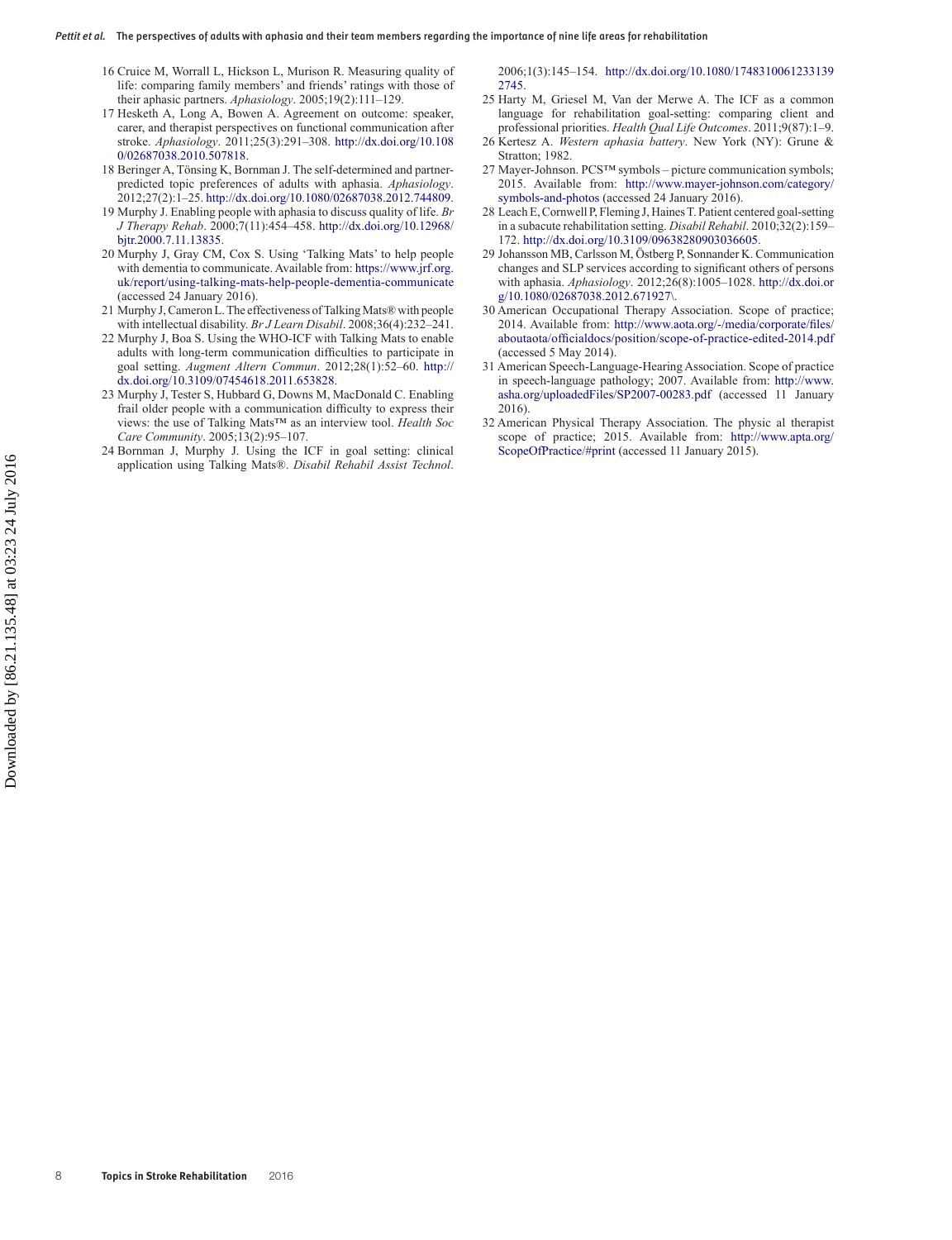16 Cruice M, Worrall L, Hickson L, Murison R. Measuring quality of life: comparing family members' and friends' ratings with those of their aphasic partners. *Aphasiology*. 2005;19(2):111–129.

17 Hesketh A, Long A, Bowen A. Agreement on outcome: speaker, carer, and therapist perspectives on functional communication after stroke. *Aphasiology*. 2011;25(3):291–308. http://dx.doi.org/10.1080/02687038.2010.507818.

18 Beringer A, Tönsing K, Bornman J. The self-determined and partner-predicted topic preferences of adults with aphasia. *Aphasiology*. 2012;27(2):1–25. http://dx.doi.org/10.1080/02687038.2012.744809.

19 Murphy J. Enabling people with aphasia to discuss quality of life. *Br J Therapy Rehab*. 2000;7(11):454–458. http://dx.doi.org/10.12968/bjtr.2000.7.11.13835.

20 Murphy J, Gray CM, Cox S. Using 'Talking Mats' to help people with dementia to communicate. Available from: https://www.jrf.org.uk/report/using-talking-mats-help-people-dementia-communicate (accessed 24 January 2016).

21 Murphy J, Cameron L. The effectiveness of Talking Mats® with people with intellectual disability. *Br J Learn Disabil*. 2008;36(4):232–241.

22 Murphy J, Boa S. Using the WHO-ICF with Talking Mats to enable adults with long-term communication difficulties to participate in goal setting. *Augment Altern Commun*. 2012;28(1):52–60. http://dx.doi.org/10.3109/07454618.2011.653828.

23 Murphy J, Tester S, Hubbard G, Downs M, MacDonald C. Enabling frail older people with a communication difficulty to express their views: the use of Talking Mats™ as an interview tool. *Health Soc Care Community*. 2005;13(2):95–107.

24 Bornman J, Murphy J. Using the ICF in goal setting: clinical application using Talking Mats®. *Disabil Rehabil Assist Technol*. 2006;1(3):145–154. http://dx.doi.org/10.1080/17483100612331392745.

25 Harty M, Griesel M, Van der Merwe A. The ICF as a common language for rehabilitation goal-setting: comparing client and professional priorities. *Health Qual Life Outcomes*. 2011;9(87):1–9.

26 Kertesz A. *Western aphasia battery*. New York (NY): Grune & Stratton; 1982.

27 Mayer-Johnson. PCS™ symbols – picture communication symbols; 2015. Available from: http://www.mayer-johnson.com/category/symbols-and-photos (accessed 24 January 2016).

28 Leach E, Cornwell P, Fleming J, Haines T. Patient centered goal-setting in a subacute rehabilitation setting. *Disabil Rehabil*. 2010;32(2):159–172. http://dx.doi.org/10.3109/09638280903036605.

29 Johansson MB, Carlsson M, Östberg P, Sonnander K. Communication changes and SLP services according to significant others of persons with aphasia. *Aphasiology*. 2012;26(8):1005–1028. http://dx.doi.org/10.1080/02687038.2012.671927\.

30 American Occupational Therapy Association. Scope of practice; 2014. Available from: http://www.aota.org/-/media/corporate/files/aboutaota/officialdocs/position/scope-of-practice-edited-2014.pdf (accessed 5 May 2014).

31 American Speech-Language-Hearing Association. Scope of practice in speech-language pathology; 2007. Available from: http://www.asha.org/uploadedFiles/SP2007-00283.pdf (accessed 11 January 2016).

32 American Physical Therapy Association. The physic al therapist scope of practice; 2015. Available from: http://www.apta.org/ScopeOfPractice/#print (accessed 11 January 2015).